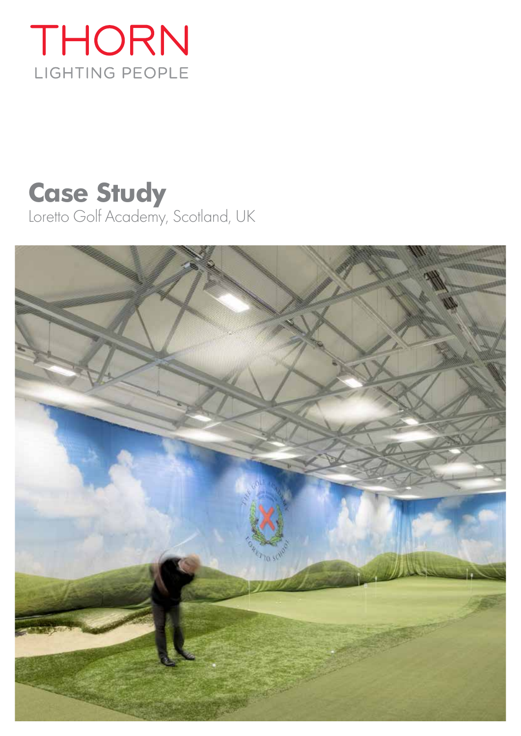THORN

LIGHTING PEOPLE

# Case Study

Loretto Golf Academy, Scotland, UK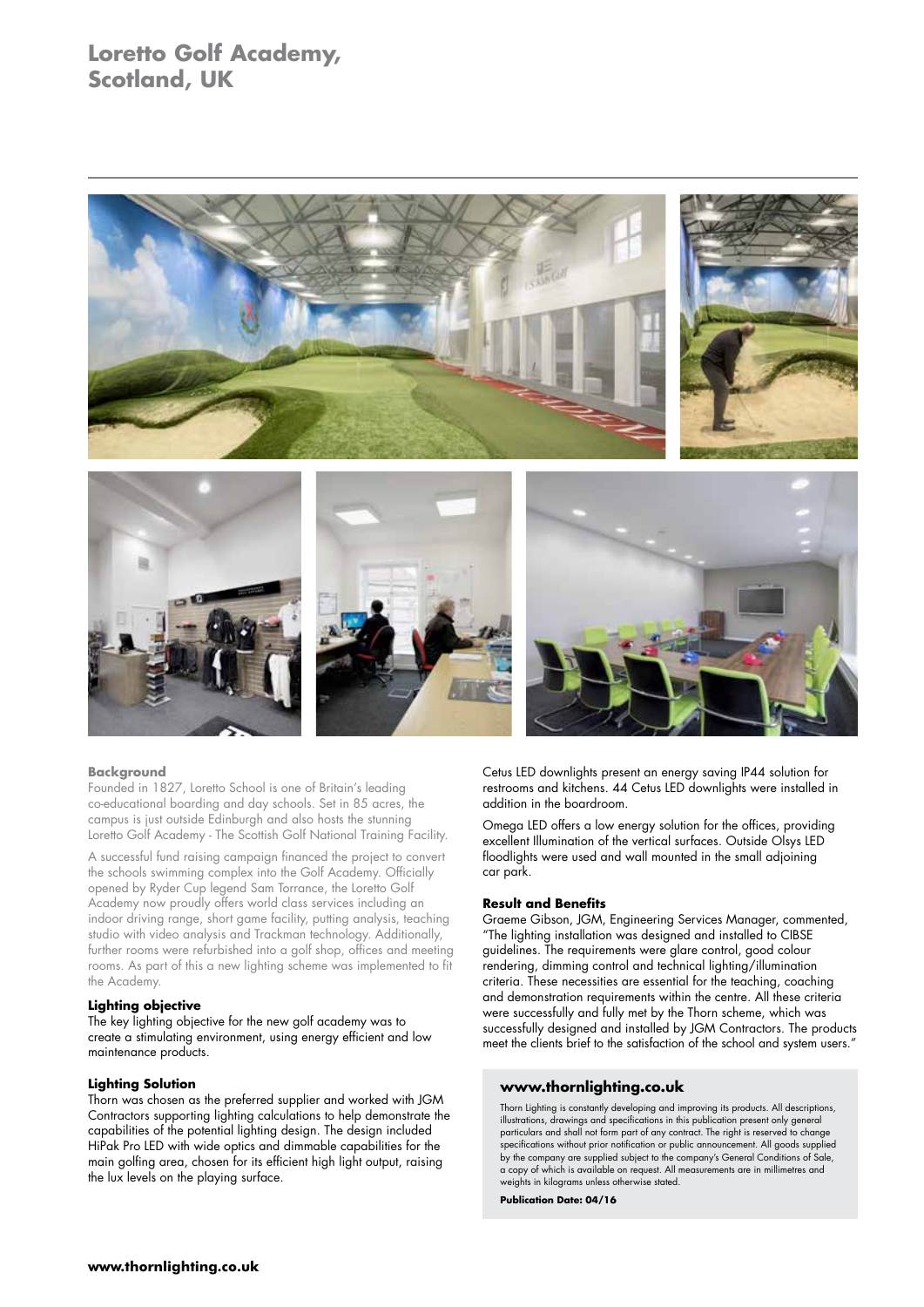# Loretto Golf Academy, Scotland, UK

## Background

Founded in 1827, Loretto School is one of Britain's leading co-educational boarding and day schools. Set in 85 acres, the campus is just outside Edinburgh and also hosts the stunning Loretto Golf Academy - The Scottish Golf National Training Facility.

A successful fund raising campaign financed the project to convert the schools swimming complex into the Golf Academy. Officially opened by Ryder Cup legend Sam Torrance, the Loretto Golf Academy now proudly offers world class services including an indoor driving range, short game facility, putting analysis, teaching studio with video analysis and Trackman technology. Additionally, further rooms were refurbished into a golf shop, offices and meeting rooms. As part of this a new lighting scheme was implemented to fit the Academy.

## Lighting objective

The key lighting objective for the new golf academy was to create a stimulating environment, using energy efficient and low maintenance products.

## Lighting Solution

Thorn was chosen as the preferred supplier and worked with JGM Contractors supporting lighting calculations to help demonstrate the capabilities of the potential lighting design. The design included HiPak Pro LED with wide optics and dimmable capabilities for the main golfing area, chosen for its efficient high light output, raising the lux levels on the playing surface.

Cetus LED downlights present an energy saving IP44 solution for restrooms and kitchens. 44 Cetus LED downlights were installed in addition in the boardroom.

Omega LED offers a low energy solution for the offices, providing excellent Illumination of the vertical surfaces. Outside Olsys LED floodlights were used and wall mounted in the small adjoining car park.

## Result and Benefits

Graeme Gibson, JGM, Engineering Services Manager, commented, "The lighting installation was designed and installed to CIBSE guidelines. The requirements were glare control, good colour rendering, dimming control and technical lighting/illumination criteria. These necessities are essential for the teaching, coaching and demonstration requirements within the centre. All these criteria were successfully and fully met by the Thorn scheme, which was successfully designed and installed by JGM Contractors. The products meet the clients brief to the satisfaction of the school and system users."

**www.thornlighting.co.uk**

Thorn Lighting is constantly developing and improving its products. All descriptions, illustrations, drawings and specifications in this publication present only general particulars and shall not form part of any contract. The right is reserved to change specifications without prior notification or public announcement. All goods supplied by the company are supplied subject to the company's General Conditions of Sale, a copy of which is available on request. All measurements are in millimetres and weights in kilograms unless otherwise stated.

**Publication Date: 04/16**